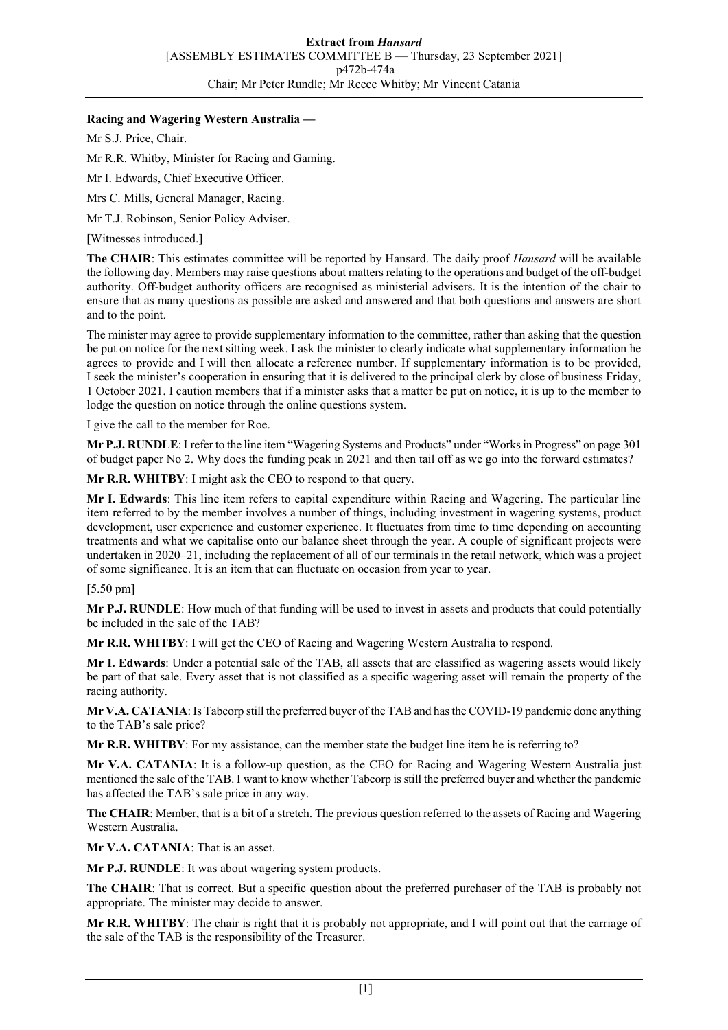**Racing and Wagering Western Australia —**

Mr S.J. Price, Chair.

Mr R.R. Whitby, Minister for Racing and Gaming.

Mr I. Edwards, Chief Executive Officer.

Mrs C. Mills, General Manager, Racing.

Mr T.J. Robinson, Senior Policy Adviser.

[Witnesses introduced.]

**The CHAIR**: This estimates committee will be reported by Hansard. The daily proof *Hansard* will be available the following day. Members may raise questions about matters relating to the operations and budget of the off-budget authority. Off-budget authority officers are recognised as ministerial advisers. It is the intention of the chair to ensure that as many questions as possible are asked and answered and that both questions and answers are short and to the point.

The minister may agree to provide supplementary information to the committee, rather than asking that the question be put on notice for the next sitting week. I ask the minister to clearly indicate what supplementary information he agrees to provide and I will then allocate a reference number. If supplementary information is to be provided, I seek the minister's cooperation in ensuring that it is delivered to the principal clerk by close of business Friday, 1 October 2021. I caution members that if a minister asks that a matter be put on notice, it is up to the member to lodge the question on notice through the online questions system.

I give the call to the member for Roe.

**Mr P.J. RUNDLE**: I refer to the line item "Wagering Systems and Products" under "Works in Progress" on page 301 of budget paper No 2. Why does the funding peak in 2021 and then tail off as we go into the forward estimates?

**Mr R.R. WHITBY**: I might ask the CEO to respond to that query.

**Mr I. Edwards**: This line item refers to capital expenditure within Racing and Wagering. The particular line item referred to by the member involves a number of things, including investment in wagering systems, product development, user experience and customer experience. It fluctuates from time to time depending on accounting treatments and what we capitalise onto our balance sheet through the year. A couple of significant projects were undertaken in 2020–21, including the replacement of all of our terminals in the retail network, which was a project of some significance. It is an item that can fluctuate on occasion from year to year.

[5.50 pm]

**Mr P.J. RUNDLE**: How much of that funding will be used to invest in assets and products that could potentially be included in the sale of the TAB?

**Mr R.R. WHITBY**: I will get the CEO of Racing and Wagering Western Australia to respond.

**Mr I. Edwards**: Under a potential sale of the TAB, all assets that are classified as wagering assets would likely be part of that sale. Every asset that is not classified as a specific wagering asset will remain the property of the racing authority.

**Mr V.A. CATANIA**: Is Tabcorp still the preferred buyer of the TAB and has the COVID-19 pandemic done anything to the TAB's sale price?

**Mr R.R. WHITBY**: For my assistance, can the member state the budget line item he is referring to?

**Mr V.A. CATANIA**: It is a follow-up question, as the CEO for Racing and Wagering Western Australia just mentioned the sale of the TAB. I want to know whether Tabcorp is still the preferred buyer and whether the pandemic has affected the TAB's sale price in any way.

**The CHAIR**: Member, that is a bit of a stretch. The previous question referred to the assets of Racing and Wagering Western Australia.

**Mr V.A. CATANIA**: That is an asset.

**Mr P.J. RUNDLE**: It was about wagering system products.

**The CHAIR**: That is correct. But a specific question about the preferred purchaser of the TAB is probably not appropriate. The minister may decide to answer.

**Mr R.R. WHITBY**: The chair is right that it is probably not appropriate, and I will point out that the carriage of the sale of the TAB is the responsibility of the Treasurer.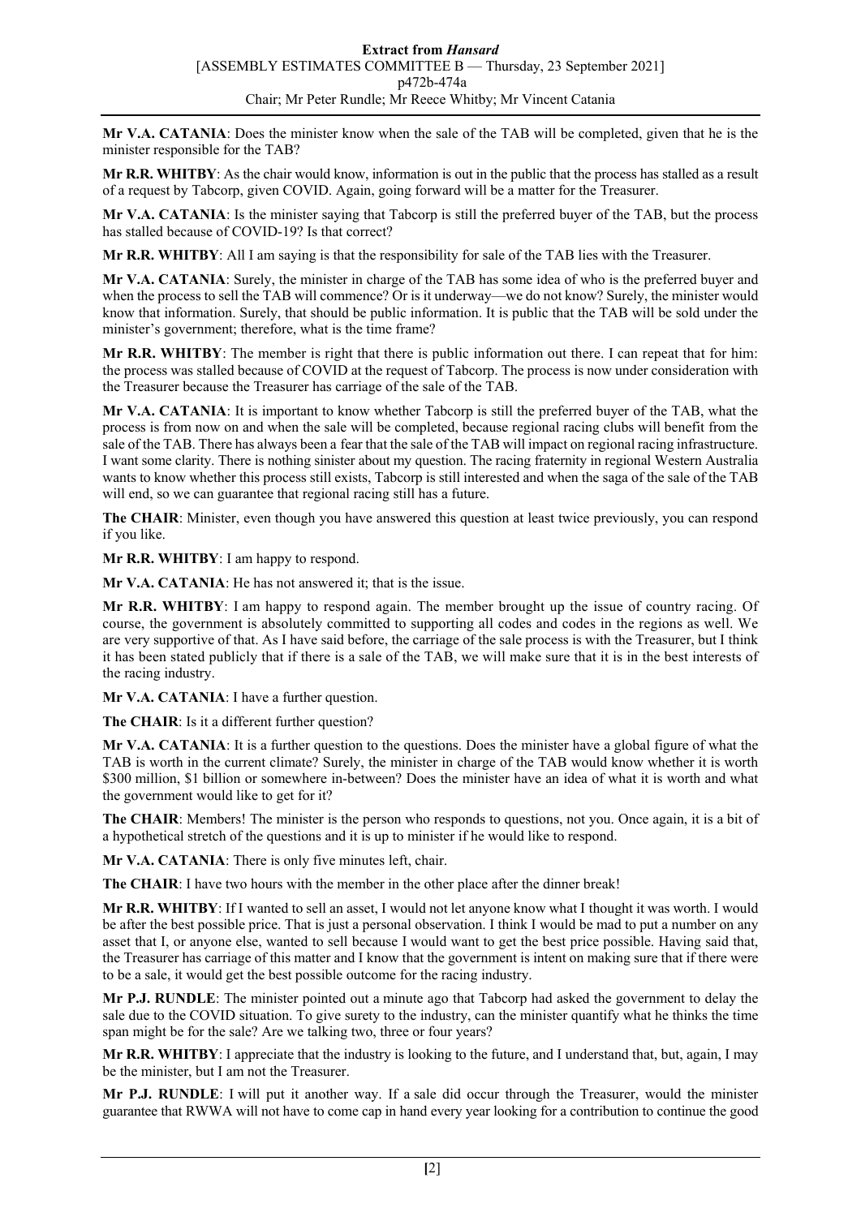**Mr V.A. CATANIA**: Does the minister know when the sale of the TAB will be completed, given that he is the minister responsible for the TAB?

**Mr R.R. WHITBY**: As the chair would know, information is out in the public that the process has stalled as a result of a request by Tabcorp, given COVID. Again, going forward will be a matter for the Treasurer.

**Mr V.A. CATANIA**: Is the minister saying that Tabcorp is still the preferred buyer of the TAB, but the process has stalled because of COVID-19? Is that correct?

**Mr R.R. WHITBY**: All I am saying is that the responsibility for sale of the TAB lies with the Treasurer.

**Mr V.A. CATANIA**: Surely, the minister in charge of the TAB has some idea of who is the preferred buyer and when the process to sell the TAB will commence? Or is it underway—we do not know? Surely, the minister would know that information. Surely, that should be public information. It is public that the TAB will be sold under the minister's government; therefore, what is the time frame?

**Mr R.R. WHITBY**: The member is right that there is public information out there. I can repeat that for him: the process was stalled because of COVID at the request of Tabcorp. The process is now under consideration with the Treasurer because the Treasurer has carriage of the sale of the TAB.

**Mr V.A. CATANIA**: It is important to know whether Tabcorp is still the preferred buyer of the TAB, what the process is from now on and when the sale will be completed, because regional racing clubs will benefit from the sale of the TAB. There has always been a fear that the sale of the TAB will impact on regional racing infrastructure. I want some clarity. There is nothing sinister about my question. The racing fraternity in regional Western Australia wants to know whether this process still exists, Tabcorp is still interested and when the saga of the sale of the TAB will end, so we can guarantee that regional racing still has a future.

**The CHAIR**: Minister, even though you have answered this question at least twice previously, you can respond if you like.

**Mr R.R. WHITBY**: I am happy to respond.

**Mr V.A. CATANIA**: He has not answered it; that is the issue.

**Mr R.R. WHITBY**: I am happy to respond again. The member brought up the issue of country racing. Of course, the government is absolutely committed to supporting all codes and codes in the regions as well. We are very supportive of that. As I have said before, the carriage of the sale process is with the Treasurer, but I think it has been stated publicly that if there is a sale of the TAB, we will make sure that it is in the best interests of the racing industry.

**Mr V.A. CATANIA**: I have a further question.

**The CHAIR**: Is it a different further question?

**Mr V.A. CATANIA**: It is a further question to the questions. Does the minister have a global figure of what the TAB is worth in the current climate? Surely, the minister in charge of the TAB would know whether it is worth $300 million, $1 billion or somewhere in-between? Does the minister have an idea of what it is worth and what the government would like to get for it?

**The CHAIR**: Members! The minister is the person who responds to questions, not you. Once again, it is a bit of a hypothetical stretch of the questions and it is up to minister if he would like to respond.

**Mr V.A. CATANIA**: There is only five minutes left, chair.

**The CHAIR**: I have two hours with the member in the other place after the dinner break!

**Mr R.R. WHITBY**: If I wanted to sell an asset, I would not let anyone know what I thought it was worth. I would be after the best possible price. That is just a personal observation. I think I would be mad to put a number on any asset that I, or anyone else, wanted to sell because I would want to get the best price possible. Having said that, the Treasurer has carriage of this matter and I know that the government is intent on making sure that if there were to be a sale, it would get the best possible outcome for the racing industry.

**Mr P.J. RUNDLE**: The minister pointed out a minute ago that Tabcorp had asked the government to delay the sale due to the COVID situation. To give surety to the industry, can the minister quantify what he thinks the time span might be for the sale? Are we talking two, three or four years?

**Mr R.R. WHITBY**: I appreciate that the industry is looking to the future, and I understand that, but, again, I may be the minister, but I am not the Treasurer.

**Mr P.J. RUNDLE**: I will put it another way. If a sale did occur through the Treasurer, would the minister guarantee that RWWA will not have to come cap in hand every year looking for a contribution to continue the good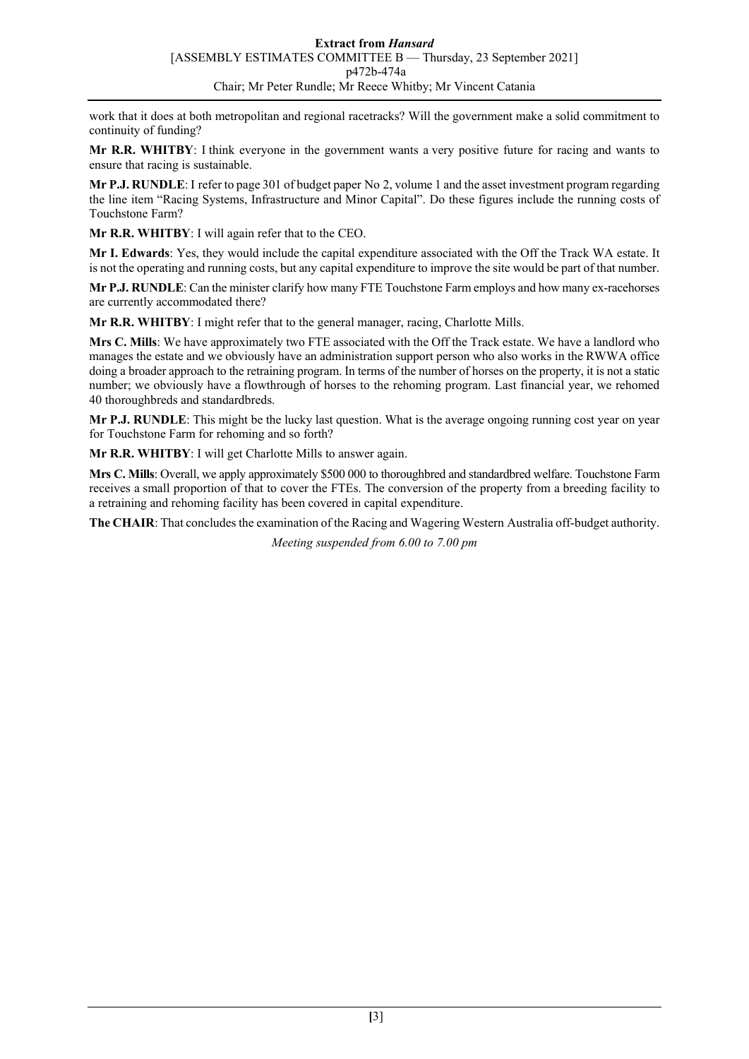work that it does at both metropolitan and regional racetracks? Will the government make a solid commitment to continuity of funding?

**Mr R.R. WHITBY**: I think everyone in the government wants a very positive future for racing and wants to ensure that racing is sustainable.

**Mr P.J. RUNDLE**: I refer to page 301 of budget paper No 2, volume 1 and the asset investment program regarding the line item "Racing Systems, Infrastructure and Minor Capital". Do these figures include the running costs of Touchstone Farm?

**Mr R.R. WHITBY**: I will again refer that to the CEO.

**Mr I. Edwards**: Yes, they would include the capital expenditure associated with the Off the Track WA estate. It is not the operating and running costs, but any capital expenditure to improve the site would be part of that number.

**Mr P.J. RUNDLE**: Can the minister clarify how many FTE Touchstone Farm employs and how many ex-racehorses are currently accommodated there?

**Mr R.R. WHITBY**: I might refer that to the general manager, racing, Charlotte Mills.

**Mrs C. Mills**: We have approximately two FTE associated with the Off the Track estate. We have a landlord who manages the estate and we obviously have an administration support person who also works in the RWWA office doing a broader approach to the retraining program. In terms of the number of horses on the property, it is not a static number; we obviously have a flowthrough of horses to the rehoming program. Last financial year, we rehomed 40 thoroughbreds and standardbreds.

**Mr P.J. RUNDLE**: This might be the lucky last question. What is the average ongoing running cost year on year for Touchstone Farm for rehoming and so forth?

**Mr R.R. WHITBY**: I will get Charlotte Mills to answer again.

**Mrs C. Mills**: Overall, we apply approximately \$500 000 to thoroughbred and standardbred welfare. Touchstone Farm receives a small proportion of that to cover the FTEs. The conversion of the property from a breeding facility to a retraining and rehoming facility has been covered in capital expenditure.

**The CHAIR**: That concludes the examination of the Racing and Wagering Western Australia off-budget authority.

*Meeting suspended from 6.00 to 7.00 pm*